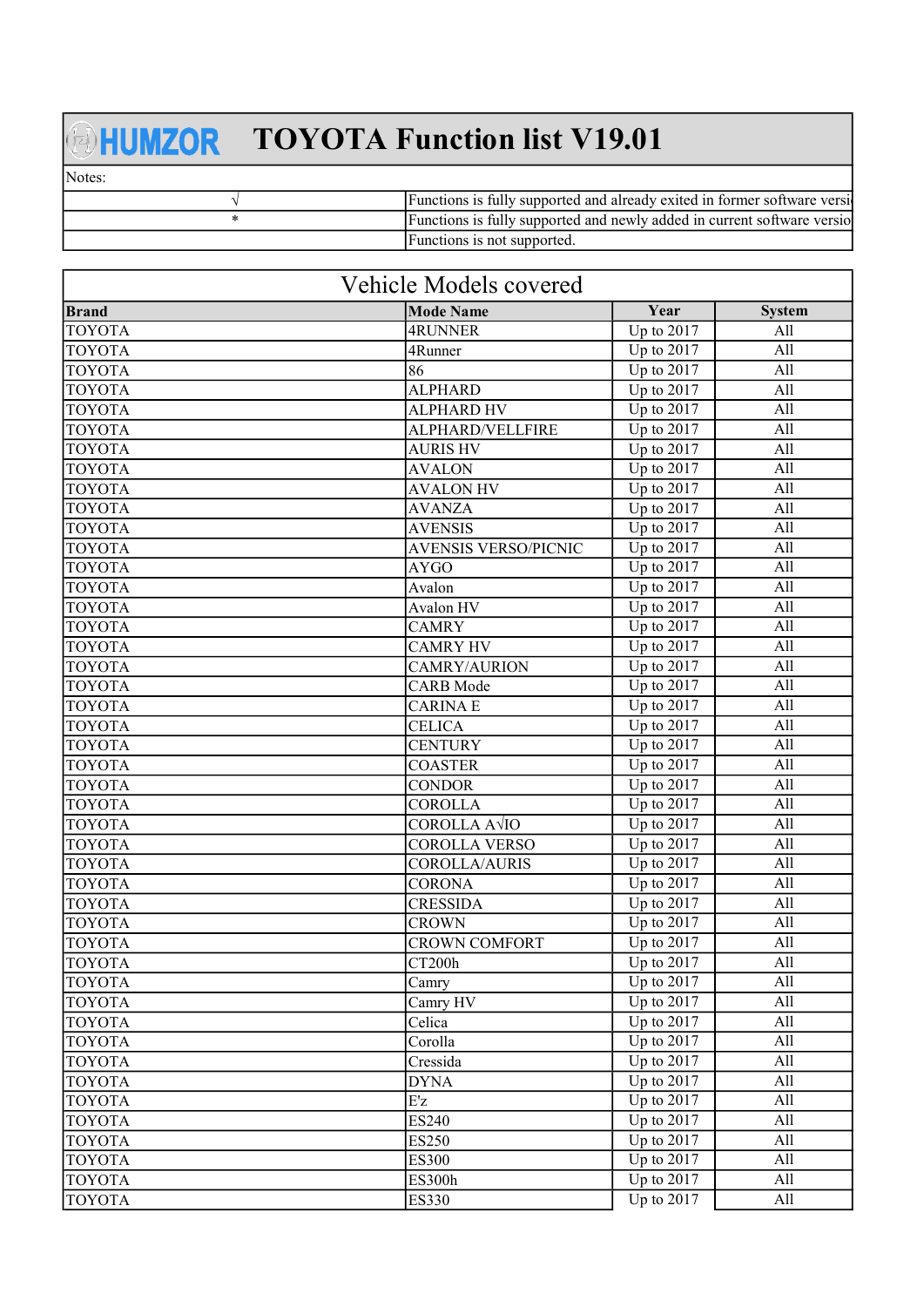# HUMZOR TOYOTA Function list V19.01

| Notes: | |
|---|---|
| √ | Functions is fully supported and already exited in former software versi |
| * | Functions is fully supported and newly added in current software versio |
| | Functions is not supported. |

## Vehicle Models covered

| Brand | Mode Name | Year | System |
|---|---|---|---|
| TOYOTA | 4RUNNER | Up to 2017 | All |
| TOYOTA | 4Runner | Up to 2017 | All |
| TOYOTA | 86 | Up to 2017 | All |
| TOYOTA | ALPHARD | Up to 2017 | All |
| TOYOTA | ALPHARD HV | Up to 2017 | All |
| TOYOTA | ALPHARD/VELLFIRE | Up to 2017 | All |
| TOYOTA | AURIS HV | Up to 2017 | All |
| TOYOTA | AVALON | Up to 2017 | All |
| TOYOTA | AVALON HV | Up to 2017 | All |
| TOYOTA | AVANZA | Up to 2017 | All |
| TOYOTA | AVENSIS | Up to 2017 | All |
| TOYOTA | AVENSIS VERSO/PICNIC | Up to 2017 | All |
| TOYOTA | AYGO | Up to 2017 | All |
| TOYOTA | Avalon | Up to 2017 | All |
| TOYOTA | Avalon HV | Up to 2017 | All |
| TOYOTA | CAMRY | Up to 2017 | All |
| TOYOTA | CAMRY HV | Up to 2017 | All |
| TOYOTA | CAMRY/AURION | Up to 2017 | All |
| TOYOTA | CARB Mode | Up to 2017 | All |
| TOYOTA | CARINA E | Up to 2017 | All |
| TOYOTA | CELICA | Up to 2017 | All |
| TOYOTA | CENTURY | Up to 2017 | All |
| TOYOTA | COASTER | Up to 2017 | All |
| TOYOTA | CONDOR | Up to 2017 | All |
| TOYOTA | COROLLA | Up to 2017 | All |
| TOYOTA | COROLLA A√IO | Up to 2017 | All |
| TOYOTA | COROLLA VERSO | Up to 2017 | All |
| TOYOTA | COROLLA/AURIS | Up to 2017 | All |
| TOYOTA | CORONA | Up to 2017 | All |
| TOYOTA | CRESSIDA | Up to 2017 | All |
| TOYOTA | CROWN | Up to 2017 | All |
| TOYOTA | CROWN COMFORT | Up to 2017 | All |
| TOYOTA | CT200h | Up to 2017 | All |
| TOYOTA | Camry | Up to 2017 | All |
| TOYOTA | Camry HV | Up to 2017 | All |
| TOYOTA | Celica | Up to 2017 | All |
| TOYOTA | Corolla | Up to 2017 | All |
| TOYOTA | Cressida | Up to 2017 | All |
| TOYOTA | DYNA | Up to 2017 | All |
| TOYOTA | E'z | Up to 2017 | All |
| TOYOTA | ES240 | Up to 2017 | All |
| TOYOTA | ES250 | Up to 2017 | All |
| TOYOTA | ES300 | Up to 2017 | All |
| TOYOTA | ES300h | Up to 2017 | All |
| TOYOTA | ES330 | Up to 2017 | All |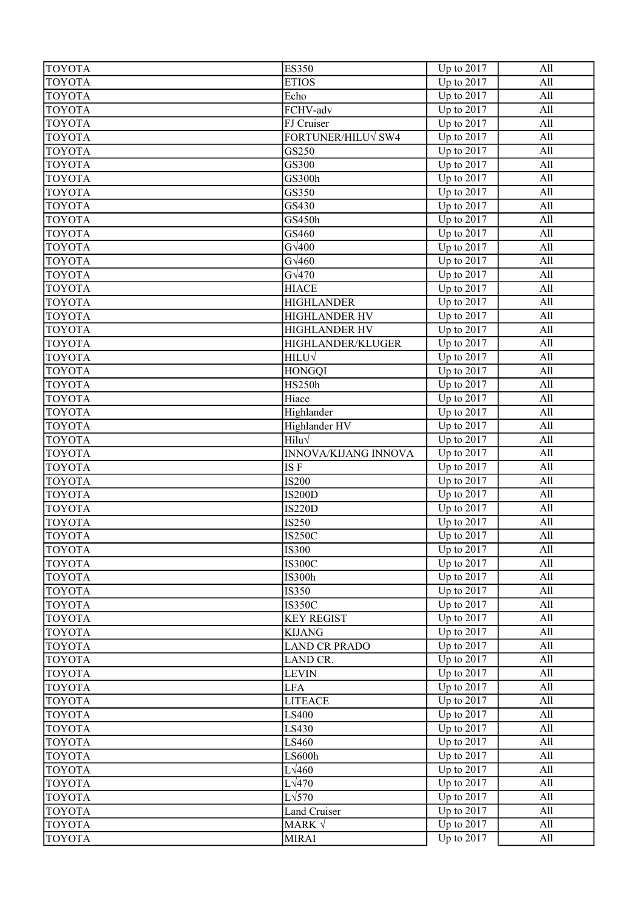| TOYOTA | ES350 | Up to 2017 | All |
|---|---|---|---|
| TOYOTA | ETIOS | Up to 2017 | All |
| TOYOTA | Echo | Up to 2017 | All |
| TOYOTA | FCHV-adv | Up to 2017 | All |
| TOYOTA | FJ Cruiser | Up to 2017 | All |
| TOYOTA | FORTUNER/HILU√ SW4 | Up to 2017 | All |
| TOYOTA | GS250 | Up to 2017 | All |
| TOYOTA | GS300 | Up to 2017 | All |
| TOYOTA | GS300h | Up to 2017 | All |
| TOYOTA | GS350 | Up to 2017 | All |
| TOYOTA | GS430 | Up to 2017 | All |
| TOYOTA | GS450h | Up to 2017 | All |
| TOYOTA | GS460 | Up to 2017 | All |
| TOYOTA | G√400 | Up to 2017 | All |
| TOYOTA | G√460 | Up to 2017 | All |
| TOYOTA | G√470 | Up to 2017 | All |
| TOYOTA | HIACE | Up to 2017 | All |
| TOYOTA | HIGHLANDER | Up to 2017 | All |
| TOYOTA | HIGHLANDER HV | Up to 2017 | All |
| TOYOTA | HIGHLANDER HV | Up to 2017 | All |
| TOYOTA | HIGHLANDER/KLUGER | Up to 2017 | All |
| TOYOTA | HILU√ | Up to 2017 | All |
| TOYOTA | HONGQI | Up to 2017 | All |
| TOYOTA | HS250h | Up to 2017 | All |
| TOYOTA | Hiace | Up to 2017 | All |
| TOYOTA | Highlander | Up to 2017 | All |
| TOYOTA | Highlander HV | Up to 2017 | All |
| TOYOTA | Hilu√ | Up to 2017 | All |
| TOYOTA | INNOVA/KIJANG INNOVA | Up to 2017 | All |
| TOYOTA | IS F | Up to 2017 | All |
| TOYOTA | IS200 | Up to 2017 | All |
| TOYOTA | IS200D | Up to 2017 | All |
| TOYOTA | IS220D | Up to 2017 | All |
| TOYOTA | IS250 | Up to 2017 | All |
| TOYOTA | IS250C | Up to 2017 | All |
| TOYOTA | IS300 | Up to 2017 | All |
| TOYOTA | IS300C | Up to 2017 | All |
| TOYOTA | IS300h | Up to 2017 | All |
| TOYOTA | IS350 | Up to 2017 | All |
| TOYOTA | IS350C | Up to 2017 | All |
| TOYOTA | KEY REGIST | Up to 2017 | All |
| TOYOTA | KIJANG | Up to 2017 | All |
| TOYOTA | LAND CR PRADO | Up to 2017 | All |
| TOYOTA | LAND CR. | Up to 2017 | All |
| TOYOTA | LEVIN | Up to 2017 | All |
| TOYOTA | LFA | Up to 2017 | All |
| TOYOTA | LITEACE | Up to 2017 | All |
| TOYOTA | LS400 | Up to 2017 | All |
| TOYOTA | LS430 | Up to 2017 | All |
| TOYOTA | LS460 | Up to 2017 | All |
| TOYOTA | LS600h | Up to 2017 | All |
| TOYOTA | L√460 | Up to 2017 | All |
| TOYOTA | L√470 | Up to 2017 | All |
| TOYOTA | L√570 | Up to 2017 | All |
| TOYOTA | Land Cruiser | Up to 2017 | All |
| TOYOTA | MARK √ | Up to 2017 | All |
| TOYOTA | MIRAI | Up to 2017 | All |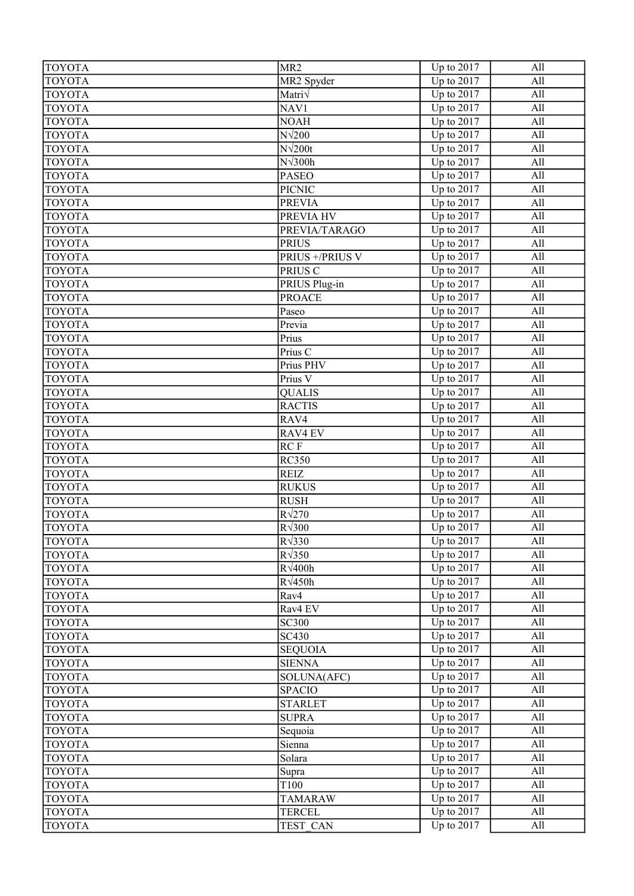| TOYOTA | MR2 | Up to 2017 | All |
|---|---|---|---|
| TOYOTA | MR2 Spyder | Up to 2017 | All |
| TOYOTA | Matri√ | Up to 2017 | All |
| TOYOTA | NAV1 | Up to 2017 | All |
| TOYOTA | NOAH | Up to 2017 | All |
| TOYOTA | N√200 | Up to 2017 | All |
| TOYOTA | N√200t | Up to 2017 | All |
| TOYOTA | N√300h | Up to 2017 | All |
| TOYOTA | PASEO | Up to 2017 | All |
| TOYOTA | PICNIC | Up to 2017 | All |
| TOYOTA | PREVIA | Up to 2017 | All |
| TOYOTA | PREVIA HV | Up to 2017 | All |
| TOYOTA | PREVIA/TARAGO | Up to 2017 | All |
| TOYOTA | PRIUS | Up to 2017 | All |
| TOYOTA | PRIUS +/PRIUS V | Up to 2017 | All |
| TOYOTA | PRIUS C | Up to 2017 | All |
| TOYOTA | PRIUS Plug-in | Up to 2017 | All |
| TOYOTA | PROACE | Up to 2017 | All |
| TOYOTA | Paseo | Up to 2017 | All |
| TOYOTA | Previa | Up to 2017 | All |
| TOYOTA | Prius | Up to 2017 | All |
| TOYOTA | Prius C | Up to 2017 | All |
| TOYOTA | Prius PHV | Up to 2017 | All |
| TOYOTA | Prius V | Up to 2017 | All |
| TOYOTA | QUALIS | Up to 2017 | All |
| TOYOTA | RACTIS | Up to 2017 | All |
| TOYOTA | RAV4 | Up to 2017 | All |
| TOYOTA | RAV4 EV | Up to 2017 | All |
| TOYOTA | RC F | Up to 2017 | All |
| TOYOTA | RC350 | Up to 2017 | All |
| TOYOTA | REIZ | Up to 2017 | All |
| TOYOTA | RUKUS | Up to 2017 | All |
| TOYOTA | RUSH | Up to 2017 | All |
| TOYOTA | R√270 | Up to 2017 | All |
| TOYOTA | R√300 | Up to 2017 | All |
| TOYOTA | R√330 | Up to 2017 | All |
| TOYOTA | R√350 | Up to 2017 | All |
| TOYOTA | R√400h | Up to 2017 | All |
| TOYOTA | R√450h | Up to 2017 | All |
| TOYOTA | Rav4 | Up to 2017 | All |
| TOYOTA | Rav4 EV | Up to 2017 | All |
| TOYOTA | SC300 | Up to 2017 | All |
| TOYOTA | SC430 | Up to 2017 | All |
| TOYOTA | SEQUOIA | Up to 2017 | All |
| TOYOTA | SIENNA | Up to 2017 | All |
| TOYOTA | SOLUNA(AFC) | Up to 2017 | All |
| TOYOTA | SPACIO | Up to 2017 | All |
| TOYOTA | STARLET | Up to 2017 | All |
| TOYOTA | SUPRA | Up to 2017 | All |
| TOYOTA | Sequoia | Up to 2017 | All |
| TOYOTA | Sienna | Up to 2017 | All |
| TOYOTA | Solara | Up to 2017 | All |
| TOYOTA | Supra | Up to 2017 | All |
| TOYOTA | T100 | Up to 2017 | All |
| TOYOTA | TAMARAW | Up to 2017 | All |
| TOYOTA | TERCEL | Up to 2017 | All |
| TOYOTA | TEST_CAN | Up to 2017 | All |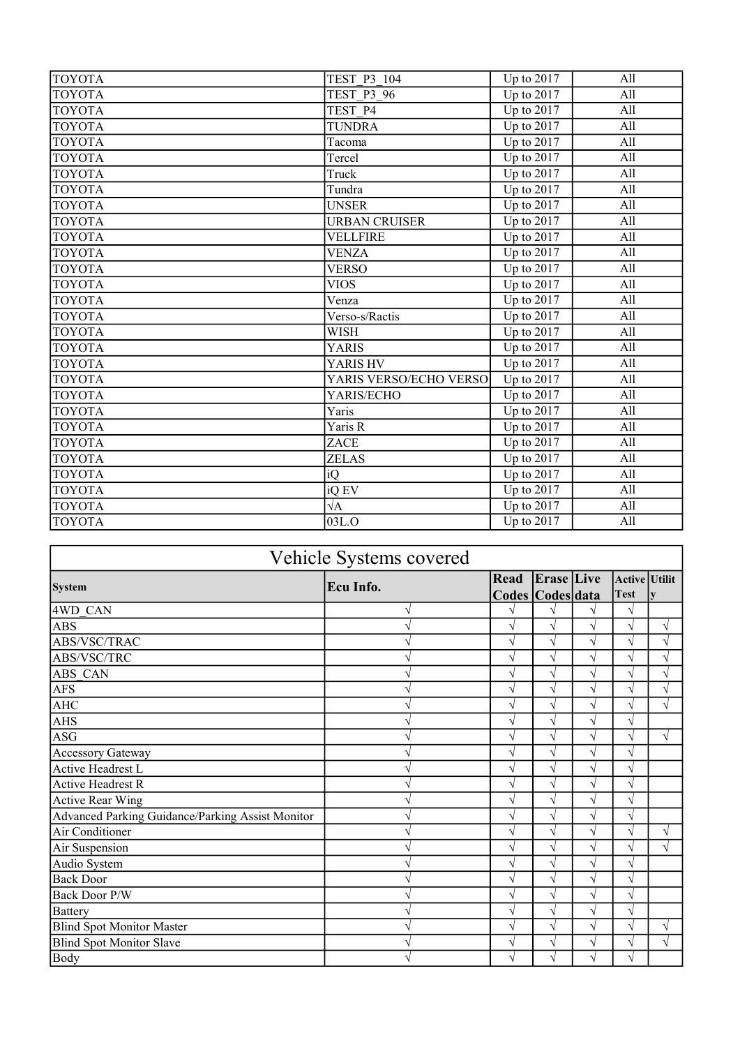| TOYOTA | TEST_P3_104 | Up to 2017 | All |
|---|---|---|---|
| TOYOTA | TEST_P3_96 | Up to 2017 | All |
| TOYOTA | TEST_P4 | Up to 2017 | All |
| TOYOTA | TUNDRA | Up to 2017 | All |
| TOYOTA | Tacoma | Up to 2017 | All |
| TOYOTA | Tercel | Up to 2017 | All |
| TOYOTA | Truck | Up to 2017 | All |
| TOYOTA | Tundra | Up to 2017 | All |
| TOYOTA | UNSER | Up to 2017 | All |
| TOYOTA | URBAN CRUISER | Up to 2017 | All |
| TOYOTA | VELLFIRE | Up to 2017 | All |
| TOYOTA | VENZA | Up to 2017 | All |
| TOYOTA | VERSO | Up to 2017 | All |
| TOYOTA | VIOS | Up to 2017 | All |
| TOYOTA | Venza | Up to 2017 | All |
| TOYOTA | Verso-s/Ractis | Up to 2017 | All |
| TOYOTA | WISH | Up to 2017 | All |
| TOYOTA | YARIS | Up to 2017 | All |
| TOYOTA | YARIS HV | Up to 2017 | All |
| TOYOTA | YARIS VERSO/ECHO VERSO | Up to 2017 | All |
| TOYOTA | YARIS/ECHO | Up to 2017 | All |
| TOYOTA | Yaris | Up to 2017 | All |
| TOYOTA | Yaris R | Up to 2017 | All |
| TOYOTA | ZACE | Up to 2017 | All |
| TOYOTA | ZELAS | Up to 2017 | All |
| TOYOTA | iQ | Up to 2017 | All |
| TOYOTA | iQ EV | Up to 2017 | All |
| TOYOTA | √A | Up to 2017 | All |
| TOYOTA | 03L.O | Up to 2017 | All |

## Vehicle Systems covered

| System | Ecu Info. | Read Codes | Erase Codes | Live data | Active Test | Utility |
|---|---|---|---|---|---|---|
| 4WD_CAN | √ | √ | √ | √ | √ | |
| ABS | √ | √ | √ | √ | √ | √ |
| ABS/VSC/TRAC | √ | √ | √ | √ | √ | √ |
| ABS/VSC/TRC | √ | √ | √ | √ | √ | √ |
| ABS_CAN | √ | √ | √ | √ | √ | √ |
| AFS | √ | √ | √ | √ | √ | √ |
| AHC | √ | √ | √ | √ | √ | √ |
| AHS | √ | √ | √ | √ | √ | |
| ASG | √ | √ | √ | √ | √ | √ |
| Accessory Gateway | √ | √ | √ | √ | √ | |
| Active Headrest L | √ | √ | √ | √ | √ | |
| Active Headrest R | √ | √ | √ | √ | √ | |
| Active Rear Wing | √ | √ | √ | √ | √ | |
| Advanced Parking Guidance/Parking Assist Monitor | √ | √ | √ | √ | √ | |
| Air Conditioner | √ | √ | √ | √ | √ | √ |
| Air Suspension | √ | √ | √ | √ | √ | √ |
| Audio System | √ | √ | √ | √ | √ | |
| Back Door | √ | √ | √ | √ | √ | |
| Back Door P/W | √ | √ | √ | √ | √ | |
| Battery | √ | √ | √ | √ | √ | |
| Blind Spot Monitor Master | √ | √ | √ | √ | √ | √ |
| Blind Spot Monitor Slave | √ | √ | √ | √ | √ | √ |
| Body | √ | √ | √ | √ | √ | |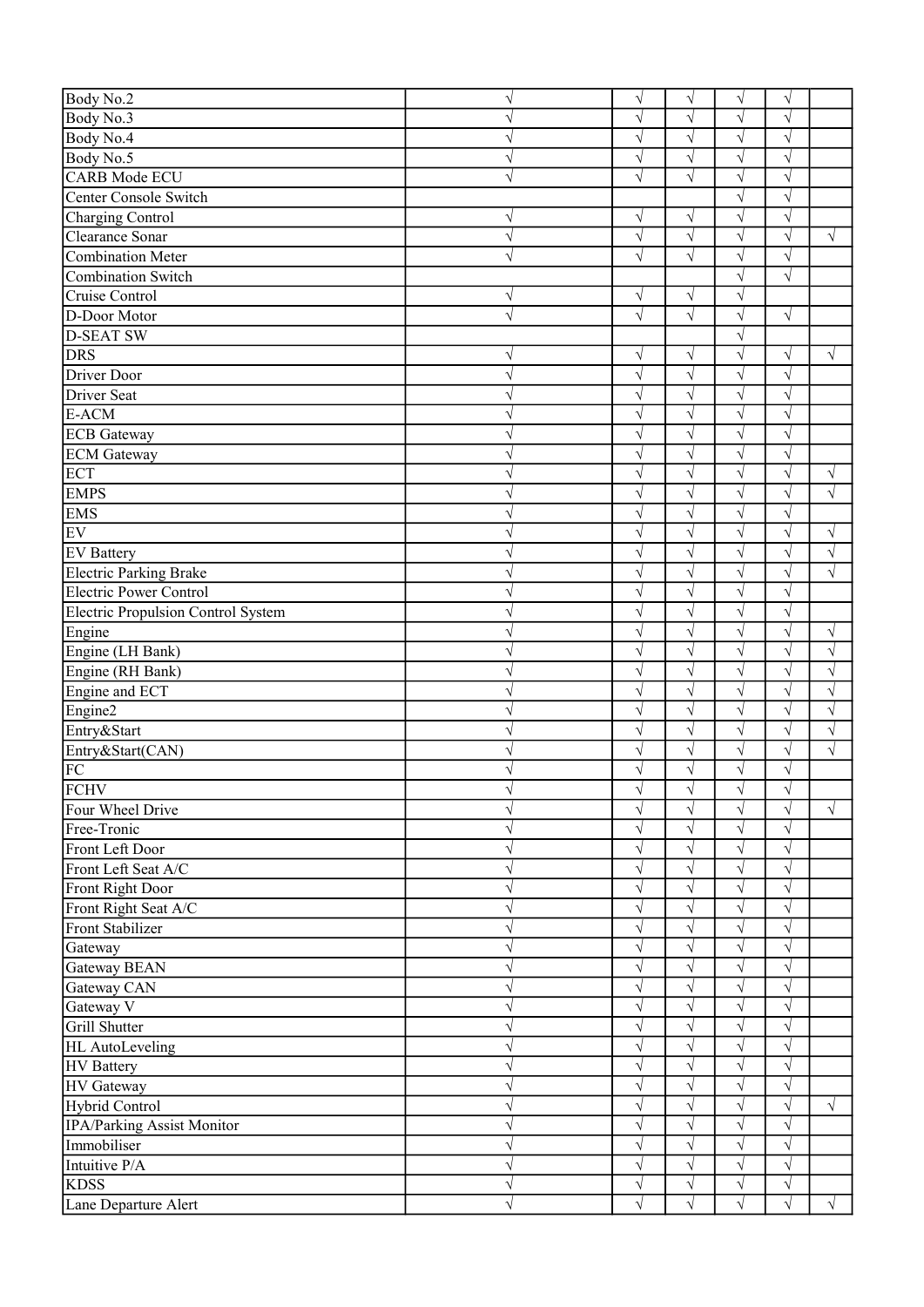| | | | | | | |
|---|---|---|---|---|---|---|
| Body No.2 | √ | √ | √ | √ | √ | |
| Body No.3 | √ | √ | √ | √ | √ | |
| Body No.4 | √ | √ | √ | √ | √ | |
| Body No.5 | √ | √ | √ | √ | √ | |
| CARB Mode ECU | √ | √ | √ | √ | √ | |
| Center Console Switch | | | | √ | √ | |
| Charging Control | √ | √ | √ | √ | √ | |
| Clearance Sonar | √ | √ | √ | √ | √ | √ |
| Combination Meter | √ | √ | √ | √ | √ | |
| Combination Switch | | | | √ | √ | |
| Cruise Control | √ | √ | √ | √ | | |
| D-Door Motor | √ | √ | √ | √ | √ | |
| D-SEAT SW | | | | √ | | |
| DRS | √ | √ | √ | √ | √ | √ |
| Driver Door | √ | √ | √ | √ | √ | |
| Driver Seat | √ | √ | √ | √ | √ | |
| E-ACM | √ | √ | √ | √ | √ | |
| ECB Gateway | √ | √ | √ | √ | √ | |
| ECM Gateway | √ | √ | √ | √ | √ | |
| ECT | √ | √ | √ | √ | √ | √ |
| EMPS | √ | √ | √ | √ | √ | √ |
| EMS | √ | √ | √ | √ | √ | |
| EV | √ | √ | √ | √ | √ | √ |
| EV Battery | √ | √ | √ | √ | √ | √ |
| Electric Parking Brake | √ | √ | √ | √ | √ | √ |
| Electric Power Control | √ | √ | √ | √ | √ | |
| Electric Propulsion Control System | √ | √ | √ | √ | √ | |
| Engine | √ | √ | √ | √ | √ | √ |
| Engine (LH Bank) | √ | √ | √ | √ | √ | √ |
| Engine (RH Bank) | √ | √ | √ | √ | √ | √ |
| Engine and ECT | √ | √ | √ | √ | √ | √ |
| Engine2 | √ | √ | √ | √ | √ | √ |
| Entry&Start | √ | √ | √ | √ | √ | √ |
| Entry&Start(CAN) | √ | √ | √ | √ | √ | √ |
| FC | √ | √ | √ | √ | √ | |
| FCHV | √ | √ | √ | √ | √ | |
| Four Wheel Drive | √ | √ | √ | √ | √ | √ |
| Free-Tronic | √ | √ | √ | √ | √ | |
| Front Left Door | √ | √ | √ | √ | √ | |
| Front Left Seat A/C | √ | √ | √ | √ | √ | |
| Front Right Door | √ | √ | √ | √ | √ | |
| Front Right Seat A/C | √ | √ | √ | √ | √ | |
| Front Stabilizer | √ | √ | √ | √ | √ | |
| Gateway | √ | √ | √ | √ | √ | |
| Gateway BEAN | √ | √ | √ | √ | √ | |
| Gateway CAN | √ | √ | √ | √ | √ | |
| Gateway V | √ | √ | √ | √ | √ | |
| Grill Shutter | √ | √ | √ | √ | √ | |
| HL AutoLeveling | √ | √ | √ | √ | √ | |
| HV Battery | √ | √ | √ | √ | √ | |
| HV Gateway | √ | √ | √ | √ | √ | |
| Hybrid Control | √ | √ | √ | √ | √ | √ |
| IPA/Parking Assist Monitor | √ | √ | √ | √ | √ | |
| Immobiliser | √ | √ | √ | √ | √ | |
| Intuitive P/A | √ | √ | √ | √ | √ | |
| KDSS | √ | √ | √ | √ | √ | |
| Lane Departure Alert | √ | √ | √ | √ | √ | √ |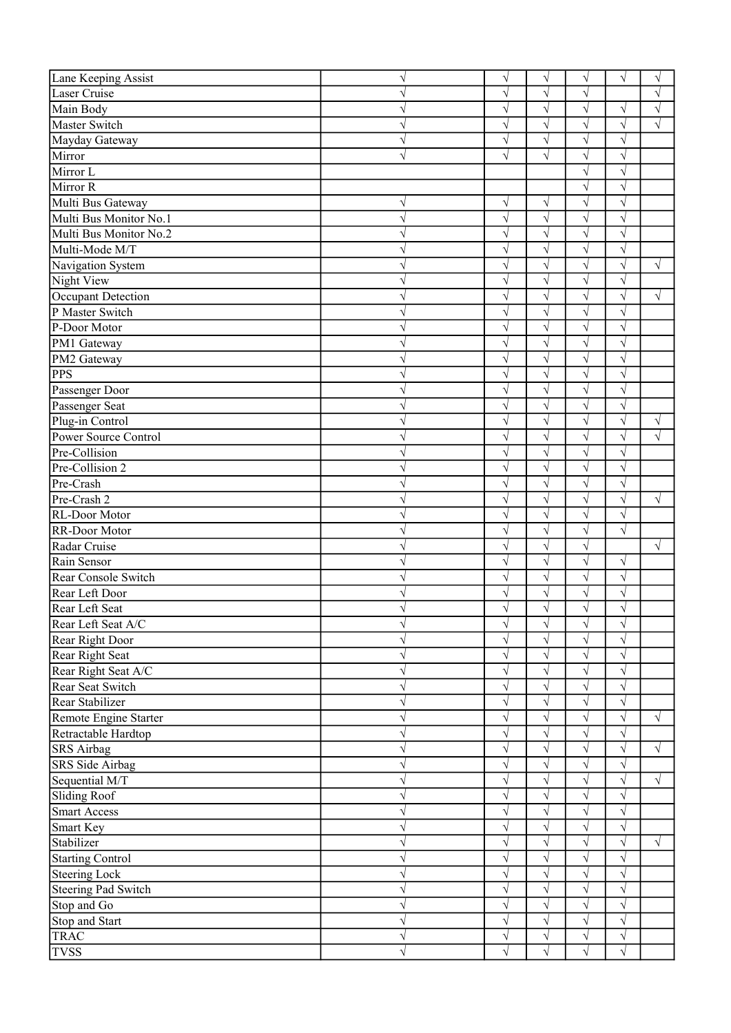| | | | | | | |
|---|---|---|---|---|---|---|
| Lane Keeping Assist | √ | √ | √ | √ | √ | √ |
| Laser Cruise | √ | √ | √ | √ | | √ |
| Main Body | √ | √ | √ | √ | √ | √ |
| Master Switch | √ | √ | √ | √ | √ | √ |
| Mayday Gateway | √ | √ | √ | √ | √ | |
| Mirror | √ | √ | √ | √ | √ | |
| Mirror L | | | | √ | √ | |
| Mirror R | | | | √ | √ | |
| Multi Bus Gateway | √ | √ | √ | √ | √ | |
| Multi Bus Monitor No.1 | √ | √ | √ | √ | √ | |
| Multi Bus Monitor No.2 | √ | √ | √ | √ | √ | |
| Multi-Mode M/T | √ | √ | √ | √ | √ | |
| Navigation System | √ | √ | √ | √ | √ | √ |
| Night View | √ | √ | √ | √ | √ | |
| Occupant Detection | √ | √ | √ | √ | √ | √ |
| P Master Switch | √ | √ | √ | √ | √ | |
| P-Door Motor | √ | √ | √ | √ | √ | |
| PM1 Gateway | √ | √ | √ | √ | √ | |
| PM2 Gateway | √ | √ | √ | √ | √ | |
| PPS | √ | √ | √ | √ | √ | |
| Passenger Door | √ | √ | √ | √ | √ | |
| Passenger Seat | √ | √ | √ | √ | √ | |
| Plug-in Control | √ | √ | √ | √ | √ | √ |
| Power Source Control | √ | √ | √ | √ | √ | √ |
| Pre-Collision | √ | √ | √ | √ | √ | |
| Pre-Collision 2 | √ | √ | √ | √ | √ | |
| Pre-Crash | √ | √ | √ | √ | √ | |
| Pre-Crash 2 | √ | √ | √ | √ | √ | √ |
| RL-Door Motor | √ | √ | √ | √ | √ | |
| RR-Door Motor | √ | √ | √ | √ | √ | |
| Radar Cruise | √ | √ | √ | √ | | √ |
| Rain Sensor | √ | √ | √ | √ | √ | |
| Rear Console Switch | √ | √ | √ | √ | √ | |
| Rear Left Door | √ | √ | √ | √ | √ | |
| Rear Left Seat | √ | √ | √ | √ | √ | |
| Rear Left Seat A/C | √ | √ | √ | √ | √ | |
| Rear Right Door | √ | √ | √ | √ | √ | |
| Rear Right Seat | √ | √ | √ | √ | √ | |
| Rear Right Seat A/C | √ | √ | √ | √ | √ | |
| Rear Seat Switch | √ | √ | √ | √ | √ | |
| Rear Stabilizer | √ | √ | √ | √ | √ | |
| Remote Engine Starter | √ | √ | √ | √ | √ | √ |
| Retractable Hardtop | √ | √ | √ | √ | √ | |
| SRS Airbag | √ | √ | √ | √ | √ | √ |
| SRS Side Airbag | √ | √ | √ | √ | √ | |
| Sequential M/T | √ | √ | √ | √ | √ | √ |
| Sliding Roof | √ | √ | √ | √ | √ | |
| Smart Access | √ | √ | √ | √ | √ | |
| Smart Key | √ | √ | √ | √ | √ | |
| Stabilizer | √ | √ | √ | √ | √ | √ |
| Starting Control | √ | √ | √ | √ | √ | |
| Steering Lock | √ | √ | √ | √ | √ | |
| Steering Pad Switch | √ | √ | √ | √ | √ | |
| Stop and Go | √ | √ | √ | √ | √ | |
| Stop and Start | √ | √ | √ | √ | √ | |
| TRAC | √ | √ | √ | √ | √ | |
| TVSS | √ | √ | √ | √ | √ | |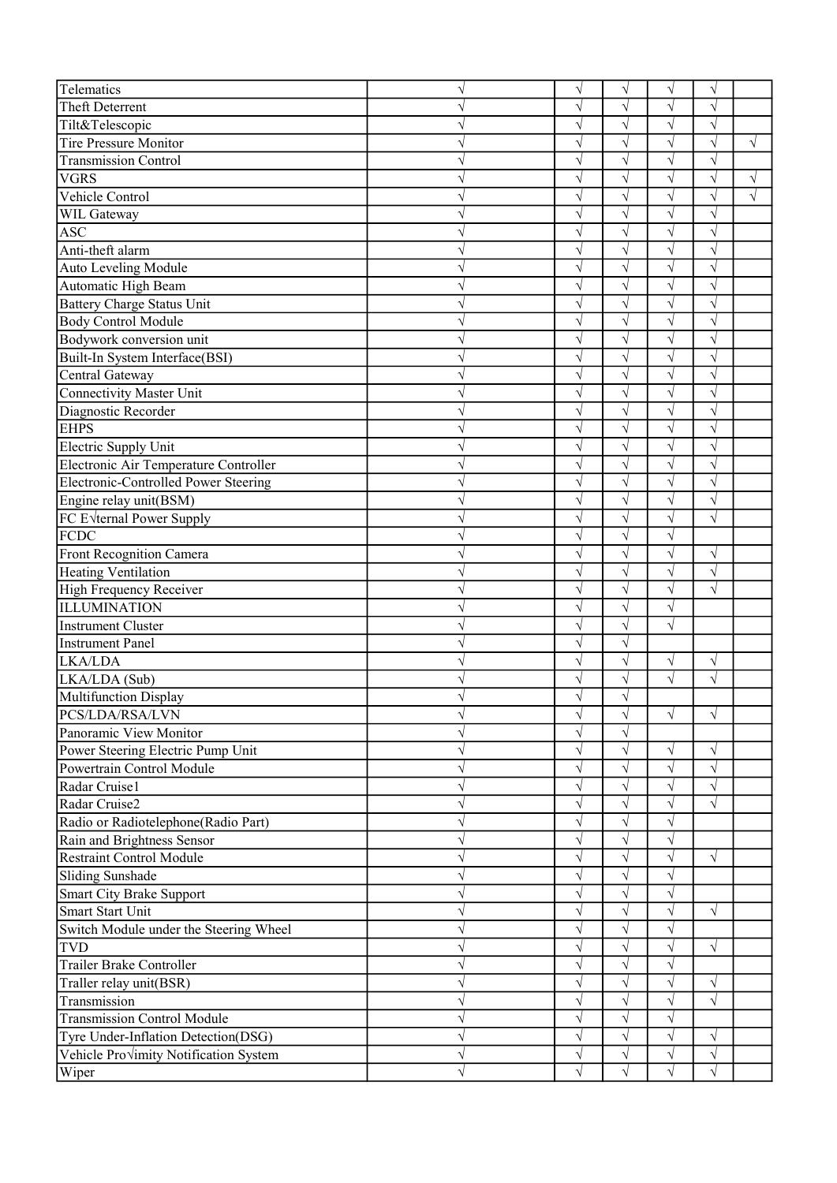| Telematics | √ | √ | √ | √ | √ |  |
|---|---|---|---|---|---|---|
| Theft Deterrent | √ | √ | √ | √ | √ |  |
| Tilt&Telescopic | √ | √ | √ | √ | √ |  |
| Tire Pressure Monitor | √ | √ | √ | √ | √ | √ |
| Transmission Control | √ | √ | √ | √ | √ |  |
| VGRS | √ | √ | √ | √ | √ | √ |
| Vehicle Control | √ | √ | √ | √ | √ | √ |
| WIL Gateway | √ | √ | √ | √ | √ |  |
| ASC | √ | √ | √ | √ | √ |  |
| Anti-theft alarm | √ | √ | √ | √ | √ |  |
| Auto Leveling Module | √ | √ | √ | √ | √ |  |
| Automatic High Beam | √ | √ | √ | √ | √ |  |
| Battery Charge Status Unit | √ | √ | √ | √ | √ |  |
| Body Control Module | √ | √ | √ | √ | √ |  |
| Bodywork conversion unit | √ | √ | √ | √ | √ |  |
| Built-In System Interface(BSI) | √ | √ | √ | √ | √ |  |
| Central Gateway | √ | √ | √ | √ | √ |  |
| Connectivity Master Unit | √ | √ | √ | √ | √ |  |
| Diagnostic Recorder | √ | √ | √ | √ | √ |  |
| EHPS | √ | √ | √ | √ | √ |  |
| Electric Supply Unit | √ | √ | √ | √ | √ |  |
| Electronic Air Temperature Controller | √ | √ | √ | √ | √ |  |
| Electronic-Controlled Power Steering | √ | √ | √ | √ | √ |  |
| Engine relay unit(BSM) | √ | √ | √ | √ | √ |  |
| FC E√ternal Power Supply | √ | √ | √ | √ | √ |  |
| FCDC | √ | √ | √ | √ |  |  |
| Front Recognition Camera | √ | √ | √ | √ | √ |  |
| Heating Ventilation | √ | √ | √ | √ | √ |  |
| High Frequency Receiver | √ | √ | √ | √ | √ |  |
| ILLUMINATION | √ | √ | √ | √ |  |  |
| Instrument Cluster | √ | √ | √ | √ |  |  |
| Instrument Panel | √ | √ | √ |  |  |  |
| LKA/LDA | √ | √ | √ | √ | √ |  |
| LKA/LDA (Sub) | √ | √ | √ | √ | √ |  |
| Multifunction Display | √ | √ | √ |  |  |  |
| PCS/LDA/RSA/LVN | √ | √ | √ | √ | √ |  |
| Panoramic View Monitor | √ | √ | √ |  |  |  |
| Power Steering Electric Pump Unit | √ | √ | √ | √ | √ |  |
| Powertrain Control Module | √ | √ | √ | √ | √ |  |
| Radar Cruise1 | √ | √ | √ | √ | √ |  |
| Radar Cruise2 | √ | √ | √ | √ | √ |  |
| Radio or Radiotelephone(Radio Part) | √ | √ | √ | √ |  |  |
| Rain and Brightness Sensor | √ | √ | √ | √ |  |  |
| Restraint Control Module | √ | √ | √ | √ | √ |  |
| Sliding Sunshade | √ | √ | √ | √ |  |  |
| Smart City Brake Support | √ | √ | √ | √ |  |  |
| Smart Start Unit | √ | √ | √ | √ | √ |  |
| Switch Module under the Steering Wheel | √ | √ | √ | √ |  |  |
| TVD | √ | √ | √ | √ | √ |  |
| Trailer Brake Controller | √ | √ | √ | √ |  |  |
| Traller relay unit(BSR) | √ | √ | √ | √ | √ |  |
| Transmission | √ | √ | √ | √ | √ |  |
| Transmission Control Module | √ | √ | √ | √ |  |  |
| Tyre Under-Inflation Detection(DSG) | √ | √ | √ | √ | √ |  |
| Vehicle Pro√imity Notification System | √ | √ | √ | √ | √ |  |
| Wiper | √ | √ | √ | √ | √ |  |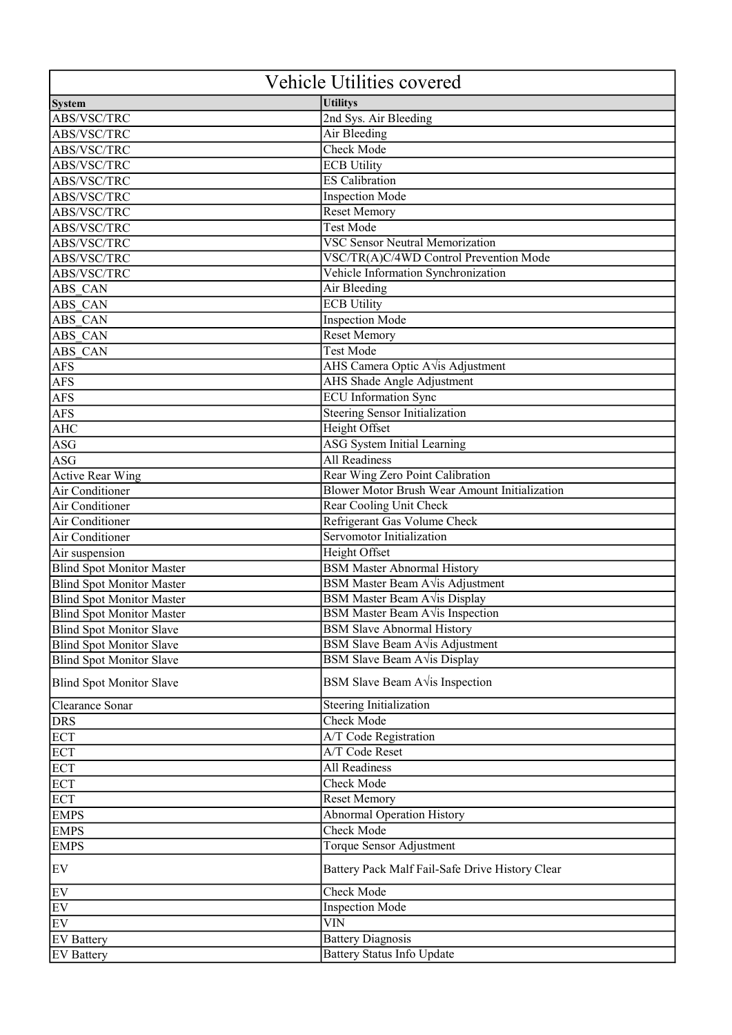# Vehicle Utilities covered

| System | Utilitys |
|---|---|
| ABS/VSC/TRC | 2nd Sys. Air Bleeding |
| ABS/VSC/TRC | Air Bleeding |
| ABS/VSC/TRC | Check Mode |
| ABS/VSC/TRC | ECB Utility |
| ABS/VSC/TRC | ES Calibration |
| ABS/VSC/TRC | Inspection Mode |
| ABS/VSC/TRC | Reset Memory |
| ABS/VSC/TRC | Test Mode |
| ABS/VSC/TRC | VSC Sensor Neutral Memorization |
| ABS/VSC/TRC | VSC/TR(A)C/4WD Control Prevention Mode |
| ABS/VSC/TRC | Vehicle Information Synchronization |
| ABS_CAN | Air Bleeding |
| ABS_CAN | ECB Utility |
| ABS_CAN | Inspection Mode |
| ABS_CAN | Reset Memory |
| ABS_CAN | Test Mode |
| AFS | AHS Camera Optic A√is Adjustment |
| AFS | AHS Shade Angle Adjustment |
| AFS | ECU Information Sync |
| AFS | Steering Sensor Initialization |
| AHC | Height Offset |
| ASG | ASG System Initial Learning |
| ASG | All Readiness |
| Active Rear Wing | Rear Wing Zero Point Calibration |
| Air Conditioner | Blower Motor Brush Wear Amount Initialization |
| Air Conditioner | Rear Cooling Unit Check |
| Air Conditioner | Refrigerant Gas Volume Check |
| Air Conditioner | Servomotor Initialization |
| Air suspension | Height Offset |
| Blind Spot Monitor Master | BSM Master Abnormal History |
| Blind Spot Monitor Master | BSM Master Beam A√is Adjustment |
| Blind Spot Monitor Master | BSM Master Beam A√is Display |
| Blind Spot Monitor Master | BSM Master Beam A√is Inspection |
| Blind Spot Monitor Slave | BSM Slave Abnormal History |
| Blind Spot Monitor Slave | BSM Slave Beam A√is Adjustment |
| Blind Spot Monitor Slave | BSM Slave Beam A√is Display |
| Blind Spot Monitor Slave | BSM Slave Beam A√is Inspection |
| Clearance Sonar | Steering Initialization |
| DRS | Check Mode |
| ECT | A/T Code Registration |
| ECT | A/T Code Reset |
| ECT | All Readiness |
| ECT | Check Mode |
| ECT | Reset Memory |
| EMPS | Abnormal Operation History |
| EMPS | Check Mode |
| EMPS | Torque Sensor Adjustment |
| EV | Battery Pack Malf Fail-Safe Drive History Clear |
| EV | Check Mode |
| EV | Inspection Mode |
| EV | VIN |
| EV Battery | Battery Diagnosis |
| EV Battery | Battery Status Info Update |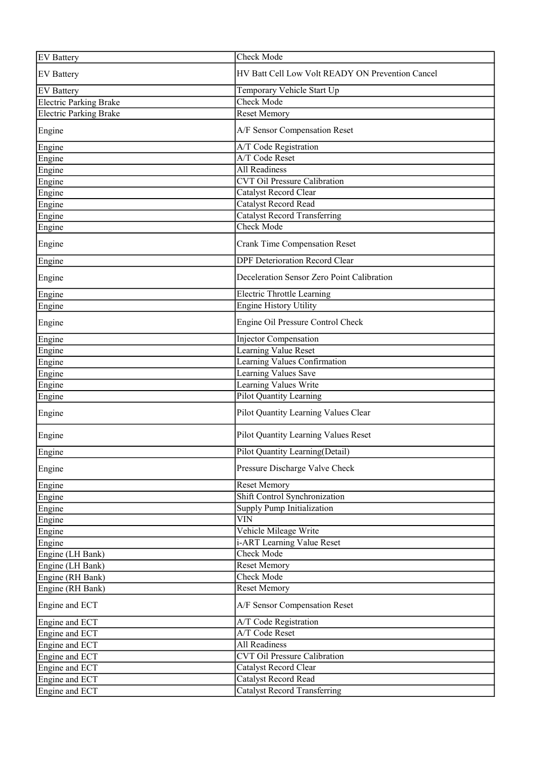| EV Battery | Check Mode |
|---|---|
| EV Battery | HV Batt Cell Low Volt READY ON Prevention Cancel |
| EV Battery | Temporary Vehicle Start Up |
| Electric Parking Brake | Check Mode |
| Electric Parking Brake | Reset Memory |
| Engine | A/F Sensor Compensation Reset |
| Engine | A/T Code Registration |
| Engine | A/T Code Reset |
| Engine | All Readiness |
| Engine | CVT Oil Pressure Calibration |
| Engine | Catalyst Record Clear |
| Engine | Catalyst Record Read |
| Engine | Catalyst Record Transferring |
| Engine | Check Mode |
| Engine | Crank Time Compensation Reset |
| Engine | DPF Deterioration Record Clear |
| Engine | Deceleration Sensor Zero Point Calibration |
| Engine | Electric Throttle Learning |
| Engine | Engine History Utility |
| Engine | Engine Oil Pressure Control Check |
| Engine | Injector Compensation |
| Engine | Learning Value Reset |
| Engine | Learning Values Confirmation |
| Engine | Learning Values Save |
| Engine | Learning Values Write |
| Engine | Pilot Quantity Learning |
| Engine | Pilot Quantity Learning Values Clear |
| Engine | Pilot Quantity Learning Values Reset |
| Engine | Pilot Quantity Learning(Detail) |
| Engine | Pressure Discharge Valve Check |
| Engine | Reset Memory |
| Engine | Shift Control Synchronization |
| Engine | Supply Pump Initialization |
| Engine | VIN |
| Engine | Vehicle Mileage Write |
| Engine | i-ART Learning Value Reset |
| Engine (LH Bank) | Check Mode |
| Engine (LH Bank) | Reset Memory |
| Engine (RH Bank) | Check Mode |
| Engine (RH Bank) | Reset Memory |
| Engine and ECT | A/F Sensor Compensation Reset |
| Engine and ECT | A/T Code Registration |
| Engine and ECT | A/T Code Reset |
| Engine and ECT | All Readiness |
| Engine and ECT | CVT Oil Pressure Calibration |
| Engine and ECT | Catalyst Record Clear |
| Engine and ECT | Catalyst Record Read |
| Engine and ECT | Catalyst Record Transferring |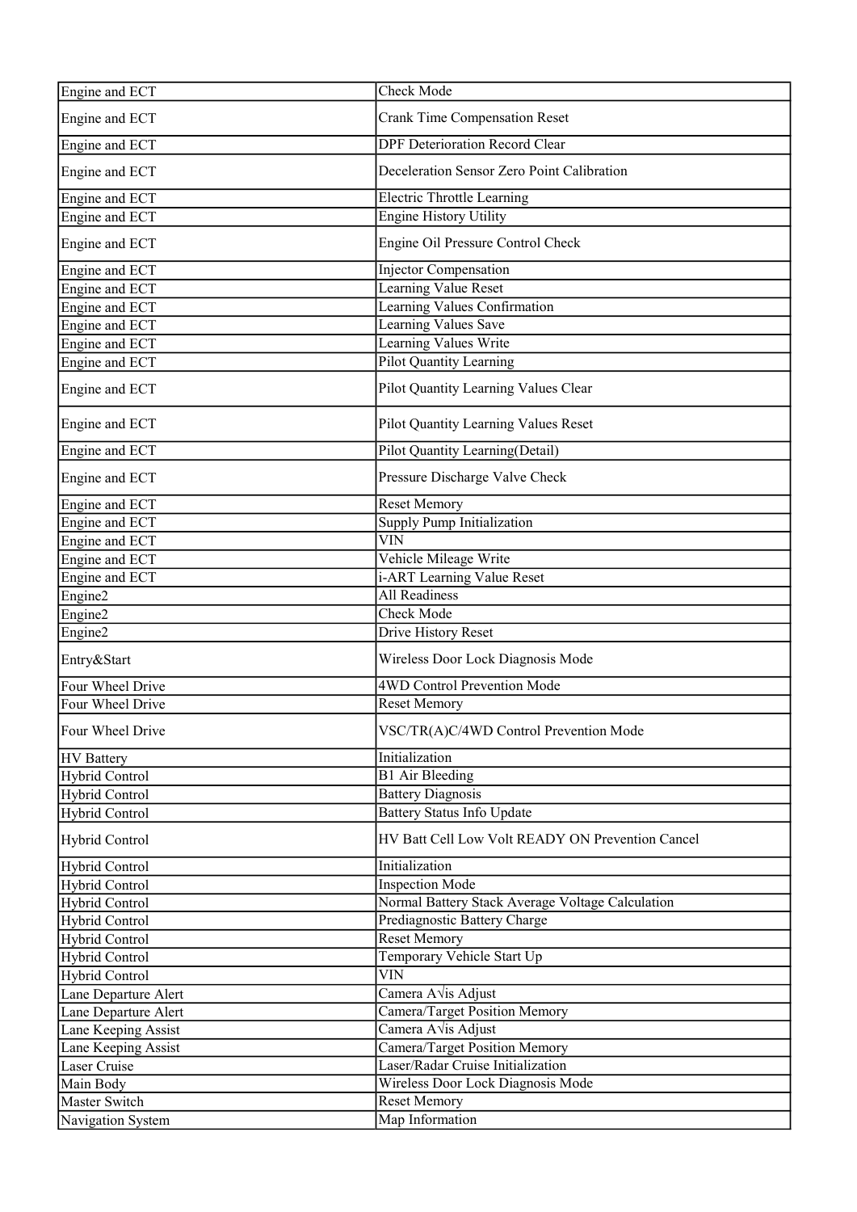| Engine and ECT | Check Mode |
|---|---|
| Engine and ECT | Crank Time Compensation Reset |
| Engine and ECT | DPF Deterioration Record Clear |
| Engine and ECT | Deceleration Sensor Zero Point Calibration |
| Engine and ECT | Electric Throttle Learning |
| Engine and ECT | Engine History Utility |
| Engine and ECT | Engine Oil Pressure Control Check |
| Engine and ECT | Injector Compensation |
| Engine and ECT | Learning Value Reset |
| Engine and ECT | Learning Values Confirmation |
| Engine and ECT | Learning Values Save |
| Engine and ECT | Learning Values Write |
| Engine and ECT | Pilot Quantity Learning |
| Engine and ECT | Pilot Quantity Learning Values Clear |
| Engine and ECT | Pilot Quantity Learning Values Reset |
| Engine and ECT | Pilot Quantity Learning(Detail) |
| Engine and ECT | Pressure Discharge Valve Check |
| Engine and ECT | Reset Memory |
| Engine and ECT | Supply Pump Initialization |
| Engine and ECT | VIN |
| Engine and ECT | Vehicle Mileage Write |
| Engine and ECT | i-ART Learning Value Reset |
| Engine2 | All Readiness |
| Engine2 | Check Mode |
| Engine2 | Drive History Reset |
| Entry&Start | Wireless Door Lock Diagnosis Mode |
| Four Wheel Drive | 4WD Control Prevention Mode |
| Four Wheel Drive | Reset Memory |
| Four Wheel Drive | VSC/TR(A)C/4WD Control Prevention Mode |
| HV Battery | Initialization |
| Hybrid Control | B1 Air Bleeding |
| Hybrid Control | Battery Diagnosis |
| Hybrid Control | Battery Status Info Update |
| Hybrid Control | HV Batt Cell Low Volt READY ON Prevention Cancel |
| Hybrid Control | Initialization |
| Hybrid Control | Inspection Mode |
| Hybrid Control | Normal Battery Stack Average Voltage Calculation |
| Hybrid Control | Prediagnostic Battery Charge |
| Hybrid Control | Reset Memory |
| Hybrid Control | Temporary Vehicle Start Up |
| Hybrid Control | VIN |
| Lane Departure Alert | Camera A√is Adjust |
| Lane Departure Alert | Camera/Target Position Memory |
| Lane Keeping Assist | Camera A√is Adjust |
| Lane Keeping Assist | Camera/Target Position Memory |
| Laser Cruise | Laser/Radar Cruise Initialization |
| Main Body | Wireless Door Lock Diagnosis Mode |
| Master Switch | Reset Memory |
| Navigation System | Map Information |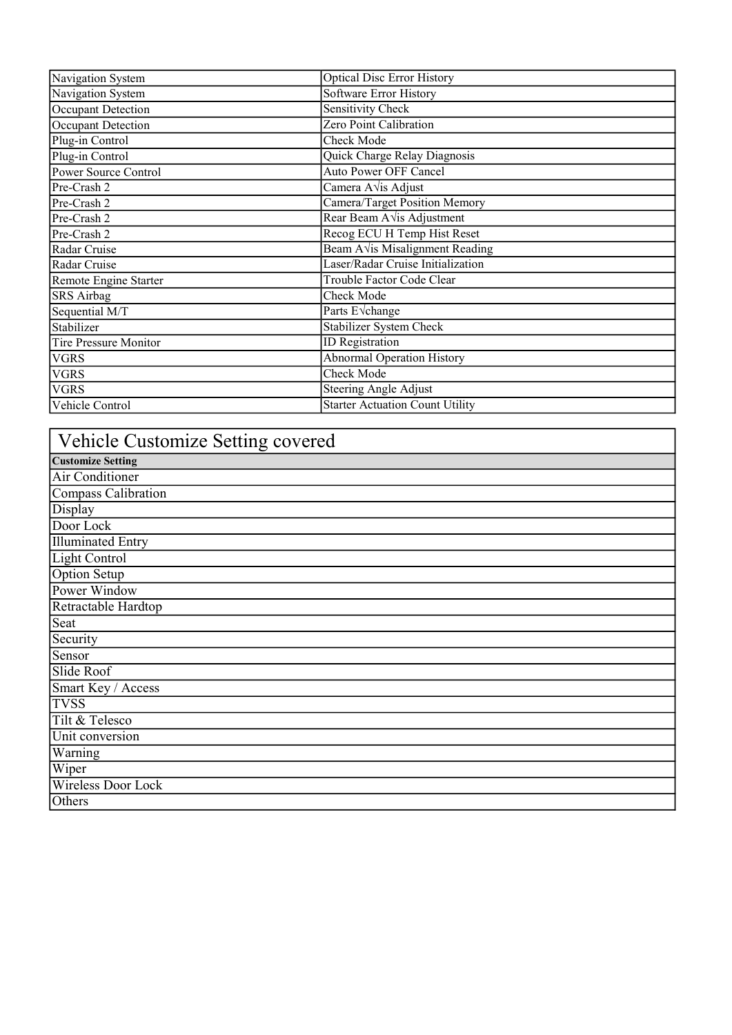| | |
|---|---|
| Navigation System | Optical Disc Error History |
| Navigation System | Software Error History |
| Occupant Detection | Sensitivity Check |
| Occupant Detection | Zero Point Calibration |
| Plug-in Control | Check Mode |
| Plug-in Control | Quick Charge Relay Diagnosis |
| Power Source Control | Auto Power OFF Cancel |
| Pre-Crash 2 | Camera A√is Adjust |
| Pre-Crash 2 | Camera/Target Position Memory |
| Pre-Crash 2 | Rear Beam A√is Adjustment |
| Pre-Crash 2 | Recog ECU H Temp Hist Reset |
| Radar Cruise | Beam A√is Misalignment Reading |
| Radar Cruise | Laser/Radar Cruise Initialization |
| Remote Engine Starter | Trouble Factor Code Clear |
| SRS Airbag | Check Mode |
| Sequential M/T | Parts E√change |
| Stabilizer | Stabilizer System Check |
| Tire Pressure Monitor | ID Registration |
| VGRS | Abnormal Operation History |
| VGRS | Check Mode |
| VGRS | Steering Angle Adjust |
| Vehicle Control | Starter Actuation Count Utility |

## Vehicle Customize Setting covered

| Customize Setting |
|---|
| Air Conditioner |
| Compass Calibration |
| Display |
| Door Lock |
| Illuminated Entry |
| Light Control |
| Option Setup |
| Power Window |
| Retractable Hardtop |
| Seat |
| Security |
| Sensor |
| Slide Roof |
| Smart Key / Access |
| TVSS |
| Tilt & Telesco |
| Unit conversion |
| Warning |
| Wiper |
| Wireless Door Lock |
| Others |